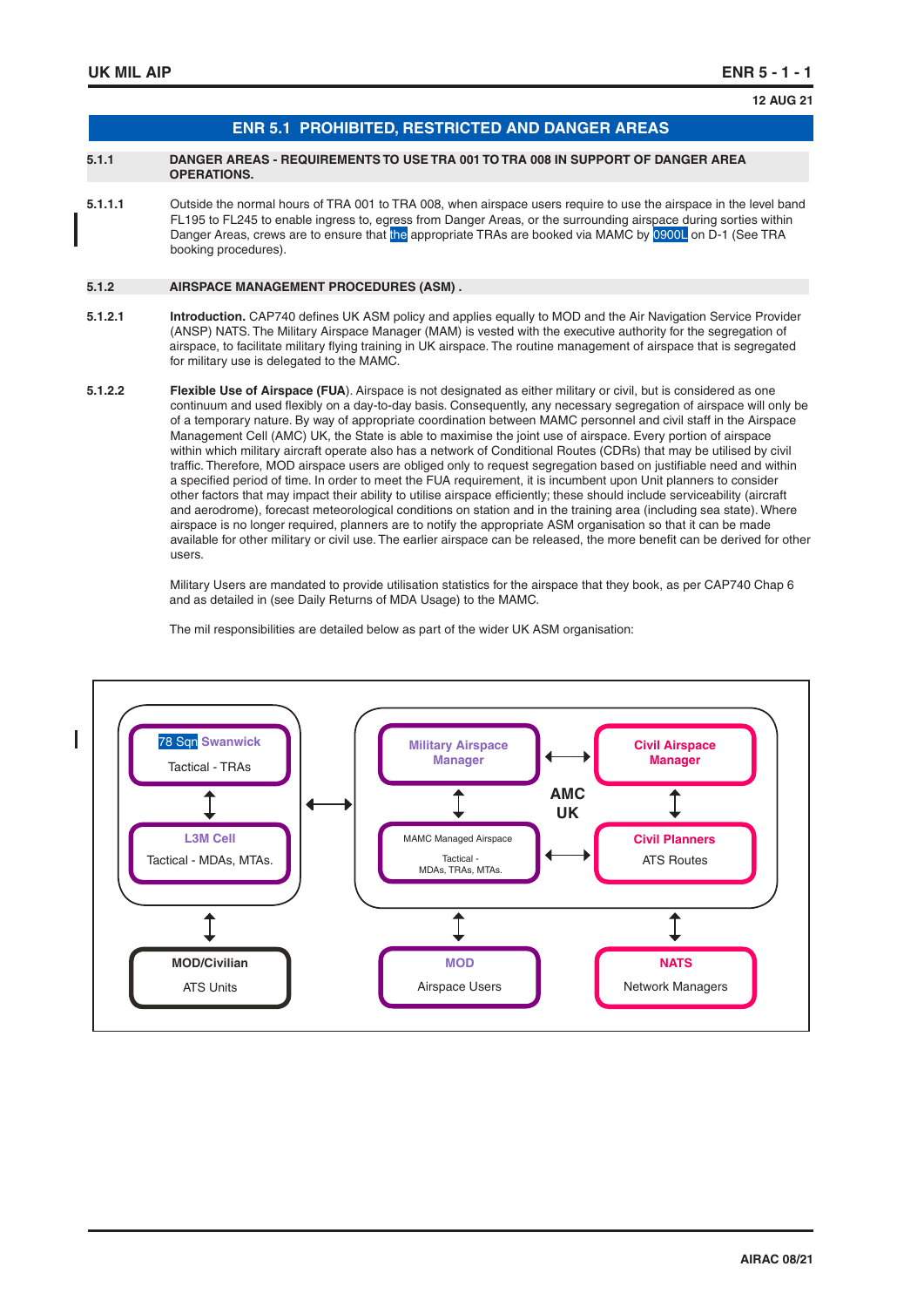## ENR 5.1 PROHIBITED, RESTRICTED AND DANGER AREAS

### 5.1.1 DANGER AREAS - REQUIREMENTS TO USE TRA 001 TO TRA 008 IN SUPPORT OF DANGER AREA OPERATIONS.

**5.1.1.1** Outside the normal hours of TRA 001 to TRA 008, when airspace users require to use the airspace in the level band FL195 to FL245 to enable ingress to, egress from Danger Areas, or the surrounding airspace during sorties within Danger Areas, crews are to ensure that the appropriate TRAs are booked via MAMC by 0900L on D-1 (See TRA booking procedures).

### 5.1.2 AIRSPACE MANAGEMENT PROCEDURES (ASM) .

**5.1.2.1** **Introduction.** CAP740 defines UK ASM policy and applies equally to MOD and the Air Navigation Service Provider (ANSP) NATS. The Military Airspace Manager (MAM) is vested with the executive authority for the segregation of airspace, to facilitate military flying training in UK airspace. The routine management of airspace that is segregated for military use is delegated to the MAMC.

**5.1.2.2** **Flexible Use of Airspace (FUA**). Airspace is not designated as either military or civil, but is considered as one continuum and used flexibly on a day-to-day basis. Consequently, any necessary segregation of airspace will only be of a temporary nature. By way of appropriate coordination between MAMC personnel and civil staff in the Airspace Management Cell (AMC) UK, the State is able to maximise the joint use of airspace. Every portion of airspace within which military aircraft operate also has a network of Conditional Routes (CDRs) that may be utilised by civil traffic. Therefore, MOD airspace users are obliged only to request segregation based on justifiable need and within a specified period of time. In order to meet the FUA requirement, it is incumbent upon Unit planners to consider other factors that may impact their ability to utilise airspace efficiently; these should include serviceability (aircraft and aerodrome), forecast meteorological conditions on station and in the training area (including sea state). Where airspace is no longer required, planners are to notify the appropriate ASM organisation so that it can be made available for other military or civil use. The earlier airspace can be released, the more benefit can be derived for other users.

Military Users are mandated to provide utilisation statistics for the airspace that they book, as per CAP740 Chap 6 and as detailed in (see Daily Returns of MDA Usage) to the MAMC.

The mil responsibilities are detailed below as part of the wider UK ASM organisation:

**78 Sqn Swanwick** – Tactical - TRAs
**L3M Cell** – Tactical - MDAs, MTAs.
**MOD/Civilian** – ATS Units

**AMC UK**
**Military Airspace Manager** ↔ **Civil Airspace Manager**
**MAMC Managed Airspace** – Tactical - MDAs, TRAs, MTAs. ↔ **Civil Planners** – ATS Routes

**MOD** – Airspace Users
**NATS** – Network Managers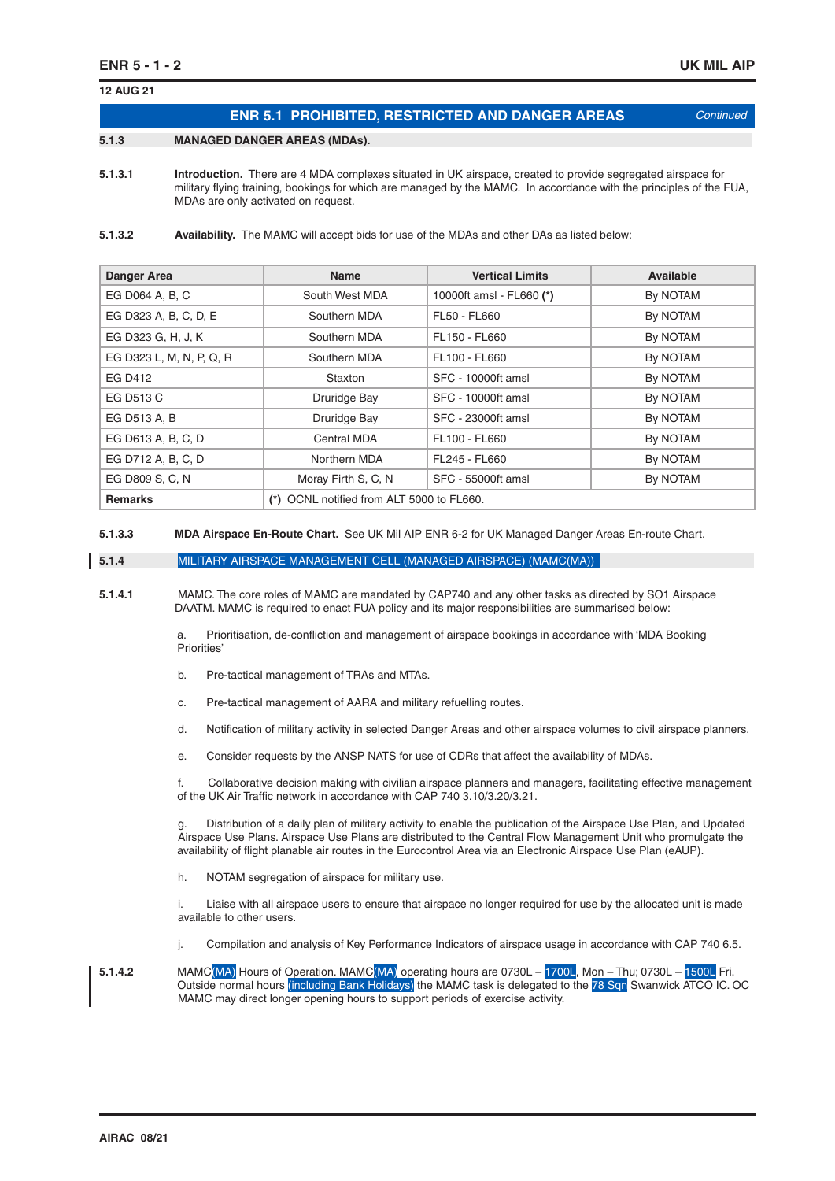## ENR 5.1 PROHIBITED, RESTRICTED AND DANGER AREAS *Continued*

### 5.1.3 MANAGED DANGER AREAS (MDAs).

**5.1.3.1** **Introduction.** There are 4 MDA complexes situated in UK airspace, created to provide segregated airspace for military flying training, bookings for which are managed by the MAMC. In accordance with the principles of the FUA, MDAs are only activated on request.

**5.1.3.2** **Availability.** The MAMC will accept bids for use of the MDAs and other DAs as listed below:

| Danger Area | Name | Vertical Limits | Available |
|---|---|---|---|
| EG D064 A, B, C | South West MDA | 10000ft amsl - FL660 **(*)** | By NOTAM |
| EG D323 A, B, C, D, E | Southern MDA | FL50 - FL660 | By NOTAM |
| EG D323 G, H, J, K | Southern MDA | FL150 - FL660 | By NOTAM |
| EG D323 L, M, N, P, Q, R | Southern MDA | FL100 - FL660 | By NOTAM |
| EG D412 | Staxton | SFC - 10000ft amsl | By NOTAM |
| EG D513 C | Druridge Bay | SFC - 10000ft amsl | By NOTAM |
| EG D513 A, B | Druridge Bay | SFC - 23000ft amsl | By NOTAM |
| EG D613 A, B, C, D | Central MDA | FL100 - FL660 | By NOTAM |
| EG D712 A, B, C, D | Northern MDA | FL245 - FL660 | By NOTAM |
| EG D809 S, C, N | Moray Firth S, C, N | SFC - 55000ft amsl | By NOTAM |
| **Remarks** | **(*)** OCNL notified from ALT 5000 to FL660. | | |

**5.1.3.3** **MDA Airspace En-Route Chart.** See UK Mil AIP ENR 6-2 for UK Managed Danger Areas En-route Chart.

### 5.1.4 MILITARY AIRSPACE MANAGEMENT CELL (MANAGED AIRSPACE) (MAMC(MA))

**5.1.4.1** MAMC. The core roles of MAMC are mandated by CAP740 and any other tasks as directed by SO1 Airspace DAATM. MAMC is required to enact FUA policy and its major responsibilities are summarised below:

a. Prioritisation, de-confliction and management of airspace bookings in accordance with 'MDA Booking Priorities'

b. Pre-tactical management of TRAs and MTAs.

c. Pre-tactical management of AARA and military refuelling routes.

d. Notification of military activity in selected Danger Areas and other airspace volumes to civil airspace planners.

e. Consider requests by the ANSP NATS for use of CDRs that affect the availability of MDAs.

f. Collaborative decision making with civilian airspace planners and managers, facilitating effective management of the UK Air Traffic network in accordance with CAP 740 3.10/3.20/3.21.

g. Distribution of a daily plan of military activity to enable the publication of the Airspace Use Plan, and Updated Airspace Use Plans. Airspace Use Plans are distributed to the Central Flow Management Unit who promulgate the availability of flight planable air routes in the Eurocontrol Area via an Electronic Airspace Use Plan (eAUP).

h. NOTAM segregation of airspace for military use.

i. Liaise with all airspace users to ensure that airspace no longer required for use by the allocated unit is made available to other users.

j. Compilation and analysis of Key Performance Indicators of airspace usage in accordance with CAP 740 6.5.

**5.1.4.2** MAMC(MA) Hours of Operation. MAMC(MA) operating hours are 0730L – 1700L, Mon – Thu; 0730L – 1500L Fri. Outside normal hours (including Bank Holidays) the MAMC task is delegated to the 78 Sqn Swanwick ATCO IC. OC MAMC may direct longer opening hours to support periods of exercise activity.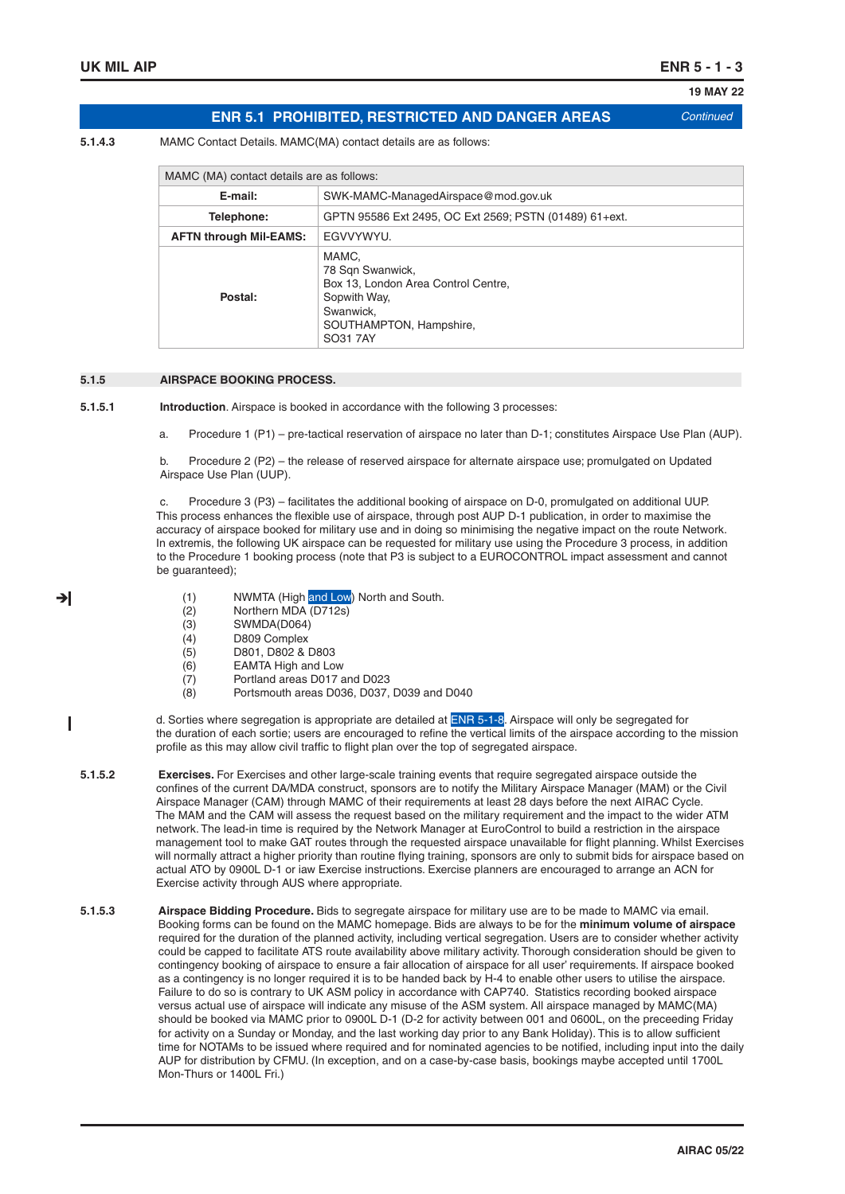## ENR 5.1 PROHIBITED, RESTRICTED AND DANGER AREAS *Continued*

**5.1.4.3** MAMC Contact Details. MAMC(MA) contact details are as follows:

| MAMC (MA) contact details are as follows: | |
|---|---|
| **E-mail:** | SWK-MAMC-ManagedAirspace@mod.gov.uk |
| **Telephone:** | GPTN 95586 Ext 2495, OC Ext 2569; PSTN (01489) 61+ext. |
| **AFTN through Mil-EAMS:** | EGVVYWYU. |
| **Postal:** | MAMC,<br>78 Sqn Swanwick,<br>Box 13, London Area Control Centre,<br>Sopwith Way,<br>Swanwick,<br>SOUTHAMPTON, Hampshire,<br>SO31 7AY |

### 5.1.5 AIRSPACE BOOKING PROCESS.

**5.1.5.1** **Introduction**. Airspace is booked in accordance with the following 3 processes:

a. Procedure 1 (P1) – pre-tactical reservation of airspace no later than D-1; constitutes Airspace Use Plan (AUP).

b. Procedure 2 (P2) – the release of reserved airspace for alternate airspace use; promulgated on Updated Airspace Use Plan (UUP).

c. Procedure 3 (P3) – facilitates the additional booking of airspace on D-0, promulgated on additional UUP. This process enhances the flexible use of airspace, through post AUP D-1 publication, in order to maximise the accuracy of airspace booked for military use and in doing so minimising the negative impact on the route Network. In extremis, the following UK airspace can be requested for military use using the Procedure 3 process, in addition to the Procedure 1 booking process (note that P3 is subject to a EUROCONTROL impact assessment and cannot be guaranteed);

(1) NWMTA (High and Low) North and South.
(2) Northern MDA (D712s)
(3) SWMDA(D064)
(4) D809 Complex
(5) D801, D802 & D803
(6) EAMTA High and Low
(7) Portland areas D017 and D023
(8) Portsmouth areas D036, D037, D039 and D040

d. Sorties where segregation is appropriate are detailed at ENR 5-1-8. Airspace will only be segregated for the duration of each sortie; users are encouraged to refine the vertical limits of the airspace according to the mission profile as this may allow civil traffic to flight plan over the top of segregated airspace.

**5.1.5.2** **Exercises.** For Exercises and other large-scale training events that require segregated airspace outside the confines of the current DA/MDA construct, sponsors are to notify the Military Airspace Manager (MAM) or the Civil Airspace Manager (CAM) through MAMC of their requirements at least 28 days before the next AIRAC Cycle. The MAM and the CAM will assess the request based on the military requirement and the impact to the wider ATM network. The lead-in time is required by the Network Manager at EuroControl to build a restriction in the airspace management tool to make GAT routes through the requested airspace unavailable for flight planning. Whilst Exercises will normally attract a higher priority than routine flying training, sponsors are only to submit bids for airspace based on actual ATO by 0900L D-1 or iaw Exercise instructions. Exercise planners are encouraged to arrange an ACN for Exercise activity through AUS where appropriate.

**5.1.5.3** **Airspace Bidding Procedure.** Bids to segregate airspace for military use are to be made to MAMC via email. Booking forms can be found on the MAMC homepage. Bids are always to be for the **minimum volume of airspace** required for the duration of the planned activity, including vertical segregation. Users are to consider whether activity could be capped to facilitate ATS route availability above military activity. Thorough consideration should be given to contingency booking of airspace to ensure a fair allocation of airspace for all user' requirements. If airspace booked as a contingency is no longer required it is to be handed back by H-4 to enable other users to utilise the airspace. Failure to do so is contrary to UK ASM policy in accordance with CAP740. Statistics recording booked airspace versus actual use of airspace will indicate any misuse of the ASM system. All airspace managed by MAMC(MA) should be booked via MAMC prior to 0900L D-1 (D-2 for activity between 001 and 0600L, on the preceeding Friday for activity on a Sunday or Monday, and the last working day prior to any Bank Holiday). This is to allow sufficient time for NOTAMs to be issued where required and for nominated agencies to be notified, including input into the daily AUP for distribution by CFMU. (In exception, and on a case-by-case basis, bookings maybe accepted until 1700L Mon-Thurs or 1400L Fri.)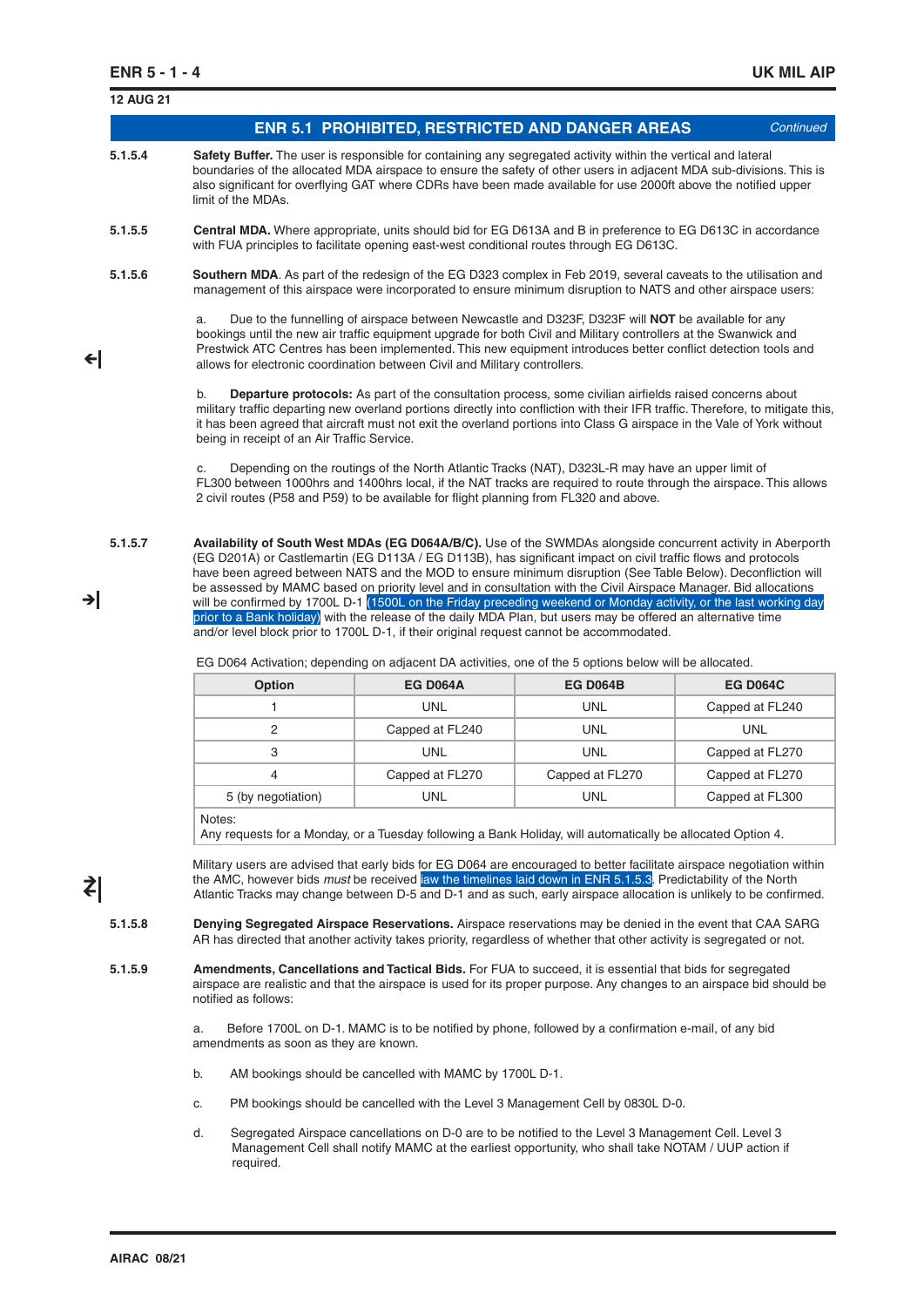## ENR 5.1 PROHIBITED, RESTRICTED AND DANGER AREAS *Continued*

**5.1.5.4** **Safety Buffer.** The user is responsible for containing any segregated activity within the vertical and lateral boundaries of the allocated MDA airspace to ensure the safety of other users in adjacent MDA sub-divisions. This is also significant for overflying GAT where CDRs have been made available for use 2000ft above the notified upper limit of the MDAs.

**5.1.5.5** **Central MDA.** Where appropriate, units should bid for EG D613A and B in preference to EG D613C in accordance with FUA principles to facilitate opening east-west conditional routes through EG D613C.

**5.1.5.6** **Southern MDA**. As part of the redesign of the EG D323 complex in Feb 2019, several caveats to the utilisation and management of this airspace were incorporated to ensure minimum disruption to NATS and other airspace users:

a. Due to the funnelling of airspace between Newcastle and D323F, D323F will **NOT** be available for any bookings until the new air traffic equipment upgrade for both Civil and Military controllers at the Swanwick and Prestwick ATC Centres has been implemented. This new equipment introduces better conflict detection tools and allows for electronic coordination between Civil and Military controllers.

b. **Departure protocols:** As part of the consultation process, some civilian airfields raised concerns about military traffic departing new overland portions directly into confliction with their IFR traffic. Therefore, to mitigate this, it has been agreed that aircraft must not exit the overland portions into Class G airspace in the Vale of York without being in receipt of an Air Traffic Service.

c. Depending on the routings of the North Atlantic Tracks (NAT), D323L-R may have an upper limit of FL300 between 1000hrs and 1400hrs local, if the NAT tracks are required to route through the airspace. This allows 2 civil routes (P58 and P59) to be available for flight planning from FL320 and above.

**5.1.5.7** **Availability of South West MDAs (EG D064A/B/C).** Use of the SWMDAs alongside concurrent activity in Aberporth (EG D201A) or Castlemartin (EG D113A / EG D113B), has significant impact on civil traffic flows and protocols have been agreed between NATS and the MOD to ensure minimum disruption (See Table Below). Deconfliction will be assessed by MAMC based on priority level and in consultation with the Civil Airspace Manager. Bid allocations will be confirmed by 1700L D-1 (1500L on the Friday preceding weekend or Monday activity, or the last working day prior to a Bank holiday) with the release of the daily MDA Plan, but users may be offered an alternative time and/or level block prior to 1700L D-1, if their original request cannot be accommodated.

EG D064 Activation; depending on adjacent DA activities, one of the 5 options below will be allocated.

| Option | EG D064A | EG D064B | EG D064C |
|---|---|---|---|
| 1 | UNL | UNL | Capped at FL240 |
| 2 | Capped at FL240 | UNL | UNL |
| 3 | UNL | UNL | Capped at FL270 |
| 4 | Capped at FL270 | Capped at FL270 | Capped at FL270 |
| 5 (by negotiation) | UNL | UNL | Capped at FL300 |
| Notes: Any requests for a Monday, or a Tuesday following a Bank Holiday, will automatically be allocated Option 4. | | | |

Military users are advised that early bids for EG D064 are encouraged to better facilitate airspace negotiation within the AMC, however bids *must* be received iaw the timelines laid down in ENR 5.1.5.3. Predictability of the North Atlantic Tracks may change between D-5 and D-1 and as such, early airspace allocation is unlikely to be confirmed.

**5.1.5.8** **Denying Segregated Airspace Reservations.** Airspace reservations may be denied in the event that CAA SARG AR has directed that another activity takes priority, regardless of whether that other activity is segregated or not.

**5.1.5.9** **Amendments, Cancellations and Tactical Bids.** For FUA to succeed, it is essential that bids for segregated airspace are realistic and that the airspace is used for its proper purpose. Any changes to an airspace bid should be notified as follows:

a. Before 1700L on D-1. MAMC is to be notified by phone, followed by a confirmation e-mail, of any bid amendments as soon as they are known.

b. AM bookings should be cancelled with MAMC by 1700L D-1.

c. PM bookings should be cancelled with the Level 3 Management Cell by 0830L D-0.

d. Segregated Airspace cancellations on D-0 are to be notified to the Level 3 Management Cell. Level 3 Management Cell shall notify MAMC at the earliest opportunity, who shall take NOTAM / UUP action if required.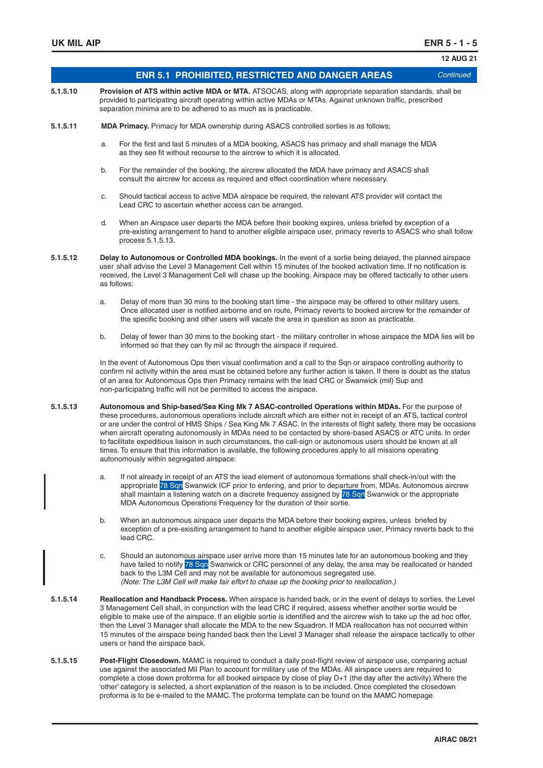## ENR 5.1 PROHIBITED, RESTRICTED AND DANGER AREAS *Continued*

**5.1.5.10** **Provision of ATS within active MDA or MTA.** ATSOCAS, along with appropriate separation standards, shall be provided to participating aircraft operating within active MDAs or MTAs. Against unknown traffic, prescribed separation minima are to be adhered to as much as is practicable.

**5.1.5.11** **MDA Primacy.** Primacy for MDA ownership during ASACS controlled sorties is as follows;

a. For the first and last 5 minutes of a MDA booking, ASACS has primacy and shall manage the MDA as they see fit without recourse to the aircrew to which it is allocated.

b. For the remainder of the booking, the aircrew allocated the MDA have primacy and ASACS shall consult the aircrew for access as required and effect coordination where necessary.

c. Should tactical access to active MDA airspace be required, the relevant ATS provider will contact the Lead CRC to ascertain whether access can be arranged.

d. When an Airspace user departs the MDA before their booking expires, unless briefed by exception of a pre-existing arrangement to hand to another eligible airspace user, primacy reverts to ASACS who shall follow process 5.1.5.13.

**5.1.5.12** **Delay to Autonomous or Controlled MDA bookings.** In the event of a sortie being delayed, the planned airspace user shall advise the Level 3 Management Cell within 15 minutes of the booked activation time. If no notification is received, the Level 3 Management Cell will chase up the booking. Airspace may be offered tactically to other users as follows:

a. Delay of more than 30 mins to the booking start time - the airspace may be offered to other military users. Once allocated user is notified airborne and en route, Primacy reverts to booked aircrew for the remainder of the specific booking and other users will vacate the area in question as soon as practicable.

b. Delay of fewer than 30 mins to the booking start - the military controller in whose airspace the MDA lies will be informed so that they can fly mil ac through the airspace if required.

In the event of Autonomous Ops then visual confirmation and a call to the Sqn or airspace controlling authority to confirm nil activity within the area must be obtained before any further action is taken. If there is doubt as the status of an area for Autonomous Ops then Primacy remains with the lead CRC or Swanwick (mil) Sup and non-participating traffic will not be permitted to access the airspace.

**5.1.5.13** **Autonomous and Ship-based/Sea King Mk 7 ASAC-controlled Operations within MDAs.** For the purpose of these procedures, autonomous operations include aircraft which are either not in receipt of an ATS, tactical control or are under the control of HMS Ships / Sea King Mk 7 ASAC. In the interests of flight safety, there may be occasions when aircraft operating autonomously in MDAs need to be contacted by shore-based ASACS or ATC units. In order to facilitate expeditious liaison in such circumstances, the call-sign or autonomous users should be known at all times. To ensure that this information is available, the following procedures apply to all missions operating autonomously within segregated airspace:

a. If not already in receipt of an ATS the lead element of autonomous formations shall check-in/out with the appropriate 78 Sqn Swanwick ICF prior to entering, and prior to departure from, MDAs. Autonomous aircrew shall maintain a listening watch on a discrete frequency assigned by 78 Sqn Swanwick or the appropriate MDA Autonomous Operations Frequency for the duration of their sortie.

b. When an autonomous airspace user departs the MDA before their booking expires, unless briefed by exception of a pre-exisiting arrangement to hand to another eligible airspace user, Primacy reverts back to the lead CRC.

c. Should an autonomous airspace user arrive more than 15 minutes late for an autonomous booking and they have failed to notify 78 Sqn Swanwick or CRC personnel of any delay, the area may be reallocated or handed back to the L3M Cell and may not be available for autonomous segregated use.
*(Note: The L3M Cell will make fair effort to chase up the booking prior to reallocation.)*

**5.1.5.14** **Reallocation and Handback Process.** When airspace is handed back, or in the event of delays to sorties, the Level 3 Management Cell shall, in conjunction with the lead CRC if required, assess whether another sortie would be eligible to make use of the airspace. If an eligible sortie is identified and the aircrew wish to take up the ad hoc offer, then the Level 3 Manager shall allocate the MDA to the new Squadron. If MDA reallocation has not occurred within 15 minutes of the airspace being handed back then the Level 3 Manager shall release the airspace tactically to other users or hand the airspace back.

**5.1.5.15** **Post-Flight Closedown.** MAMC is required to conduct a daily post-flight review of airspace use, comparing actual use against the associated Mil Plan to account for military use of the MDAs. All airspace users are required to complete a close down proforma for all booked airspace by close of play D+1 (the day after the activity).Where the 'other' category is selected, a short explanation of the reason is to be included. Once completed the closedown proforma is to be e-mailed to the MAMC. The proforma template can be found on the MAMC homepage.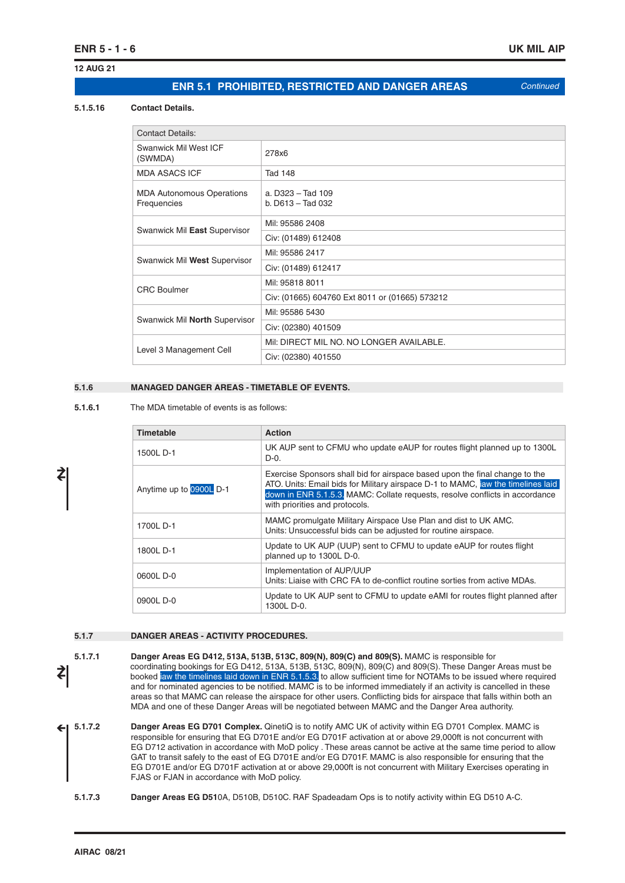## ENR 5.1 PROHIBITED, RESTRICTED AND DANGER AREAS *Continued*

**5.1.5.16 Contact Details.**

| Contact Details: | |
|---|---|
| Swanwick Mil West ICF (SWMDA) | 278x6 |
| MDA ASACS ICF | Tad 148 |
| MDA Autonomous Operations Frequencies | a. D323 – Tad 109<br>b. D613 – Tad 032 |
| Swanwick Mil **East** Supervisor | Mil: 95586 2408<br>Civ: (01489) 612408 |
| Swanwick Mil **West** Supervisor | Mil: 95586 2417<br>Civ: (01489) 612417 |
| CRC Boulmer | Mil: 95818 8011<br>Civ: (01665) 604760 Ext 8011 or (01665) 573212 |
| Swanwick Mil **North** Supervisor | Mil: 95586 5430<br>Civ: (02380) 401509 |
| Level 3 Management Cell | Mil: DIRECT MIL NO. NO LONGER AVAILABLE.<br>Civ: (02380) 401550 |

### 5.1.6 MANAGED DANGER AREAS - TIMETABLE OF EVENTS.

**5.1.6.1** The MDA timetable of events is as follows:

| Timetable | Action |
|---|---|
| 1500L D-1 | UK AUP sent to CFMU who update eAUP for routes flight planned up to 1300L D-0. |
| Anytime up to 0900L D-1 | Exercise Sponsors shall bid for airspace based upon the final change to the ATO. Units: Email bids for Military airspace D-1 to MAMC, iaw the timelines laid down in ENR 5.1.5.3. MAMC: Collate requests, resolve conflicts in accordance with priorities and protocols. |
| 1700L D-1 | MAMC promulgate Military Airspace Use Plan and dist to UK AMC. Units: Unsuccessful bids can be adjusted for routine airspace. |
| 1800L D-1 | Update to UK AUP (UUP) sent to CFMU to update eAUP for routes flight planned up to 1300L D-0. |
| 0600L D-0 | Implementation of AUP/UUP<br>Units: Liaise with CRC FA to de-conflict routine sorties from active MDAs. |
| 0900L D-0 | Update to UK AUP sent to CFMU to update eAMI for routes flight planned after 1300L D-0. |

### 5.1.7 DANGER AREAS - ACTIVITY PROCEDURES.

**5.1.7.1** **Danger Areas EG D412, 513A, 513B, 513C, 809(N), 809(C) and 809(S).** MAMC is responsible for coordinating bookings for EG D412, 513A, 513B, 513C, 809(N), 809(C) and 809(S). These Danger Areas must be booked iaw the timelines laid down in ENR 5.1.5.3. to allow sufficient time for NOTAMs to be issued where required and for nominated agencies to be notified. MAMC is to be informed immediately if an activity is cancelled in these areas so that MAMC can release the airspace for other users. Conflicting bids for airspace that falls within both an MDA and one of these Danger Areas will be negotiated between MAMC and the Danger Area authority.

**5.1.7.2** **Danger Areas EG D701 Complex.** QinetiQ is to notify AMC UK of activity within EG D701 Complex. MAMC is responsible for ensuring that EG D701E and/or EG D701F activation at or above 29,000ft is not concurrent with EG D712 activation in accordance with MoD policy . These areas cannot be active at the same time period to allow GAT to transit safely to the east of EG D701E and/or EG D701F. MAMC is also responsible for ensuring that the EG D701E and/or EG D701F activation at or above 29,000ft is not concurrent with Military Exercises operating in FJAS or FJAN in accordance with MoD policy.

**5.1.7.3** **Danger Areas EG D51**0A, D510B, D510C. RAF Spadeadam Ops is to notify activity within EG D510 A-C.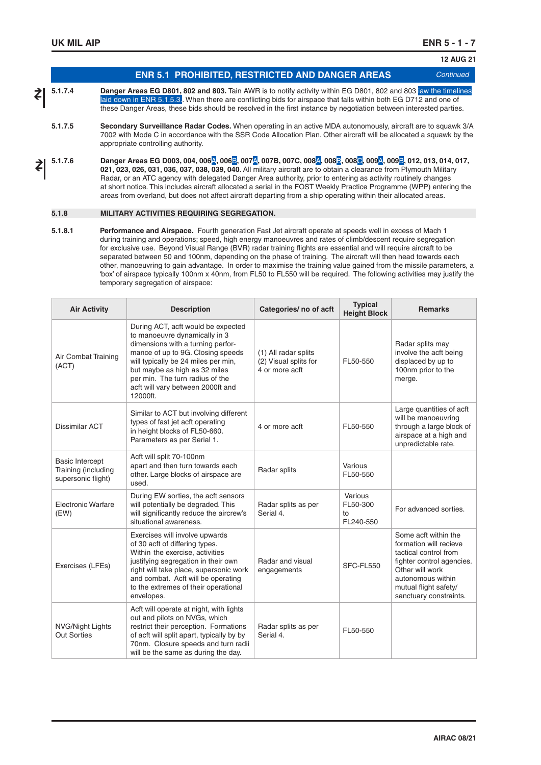## ENR 5.1 PROHIBITED, RESTRICTED AND DANGER AREAS *Continued*

**5.1.7.4** **Danger Areas EG D801, 802 and 803.** Tain AWR is to notify activity within EG D801, 802 and 803 iaw the timelines laid down in ENR 5.1.5.3. When there are conflicting bids for airspace that falls within both EG D712 and one of these Danger Areas, these bids should be resolved in the first instance by negotiation between interested parties.

**5.1.7.5** **Secondary Surveillance Radar Codes.** When operating in an active MDA autonomously, aircraft are to squawk 3/A 7002 with Mode C in accordance with the SSR Code Allocation Plan. Other aircraft will be allocated a squawk by the appropriate controlling authority.

**5.1.7.6** **Danger Areas EG D003, 004, 006A, 006B, 007A, 007B, 007C, 008A, 008B, 008C, 009A, 009B, 012, 013, 014, 017, 021, 023, 026, 031, 036, 037, 038, 039, 040**. All military aircraft are to obtain a clearance from Plymouth Military Radar, or an ATC agency with delegated Danger Area authority, prior to entering as activity routinely changes at short notice. This includes aircraft allocated a serial in the FOST Weekly Practice Programme (WPP) entering the areas from overland, but does not affect aircraft departing from a ship operating within their allocated areas.

### 5.1.8 MILITARY ACTIVITIES REQUIRING SEGREGATION.

**5.1.8.1** **Performance and Airspace.** Fourth generation Fast Jet aircraft operate at speeds well in excess of Mach 1 during training and operations; speed, high energy manoeuvres and rates of climb/descent require segregation for exclusive use. Beyond Visual Range (BVR) radar training flights are essential and will require aircraft to be separated between 50 and 100nm, depending on the phase of training. The aircraft will then head towards each other, manoeuvring to gain advantage. In order to maximise the training value gained from the missile parameters, a 'box' of airspace typically 100nm x 40nm, from FL50 to FL550 will be required. The following activities may justify the temporary segregation of airspace:

| Air Activity | Description | Categories/ no of acft | Typical Height Block | Remarks |
|---|---|---|---|---|
| Air Combat Training (ACT) | During ACT, acft would be expected to manoeuvre dynamically in 3 dimensions with a turning performance of up to 9G. Closing speeds will typically be 24 miles per min, but maybe as high as 32 miles per min. The turn radius of the acft will vary between 2000ft and 12000ft. | (1) All radar splits (2) Visual splits for 4 or more acft | FL50-550 | Radar splits may involve the acft being displaced by up to 100nm prior to the merge. |
| Dissimilar ACT | Similar to ACT but involving different types of fast jet acft operating in height blocks of FL50-660. Parameters as per Serial 1. | 4 or more acft | FL50-550 | Large quantities of acft will be manoeuvring through a large block of airspace at a high and unpredictable rate. |
| Basic Intercept Training (including supersonic flight) | Acft will split 70-100nm apart and then turn towards each other. Large blocks of airspace are used. | Radar splits | Various FL50-550 | |
| Electronic Warfare (EW) | During EW sorties, the acft sensors will potentially be degraded. This will significantly reduce the aircrew's situational awareness. | Radar splits as per Serial 4. | Various FL50-300 to FL240-550 | For advanced sorties. |
| Exercises (LFEs) | Exercises will involve upwards of 30 acft of differing types. Within the exercise, activities justifying segregation in their own right will take place, supersonic work and combat. Acft will be operating to the extremes of their operational envelopes. | Radar and visual engagements | SFC-FL550 | Some acft within the formation will recieve tactical control from fighter control agencies. Other will work autonomous within mutual flight safety/ sanctuary constraints. |
| NVG/Night Lights Out Sorties | Acft will operate at night, with lights out and pilots on NVGs, which restrict their perception. Formations of acft will split apart, typically by by 70nm. Closure speeds and turn radii will be the same as during the day. | Radar splits as per Serial 4. | FL50-550 | |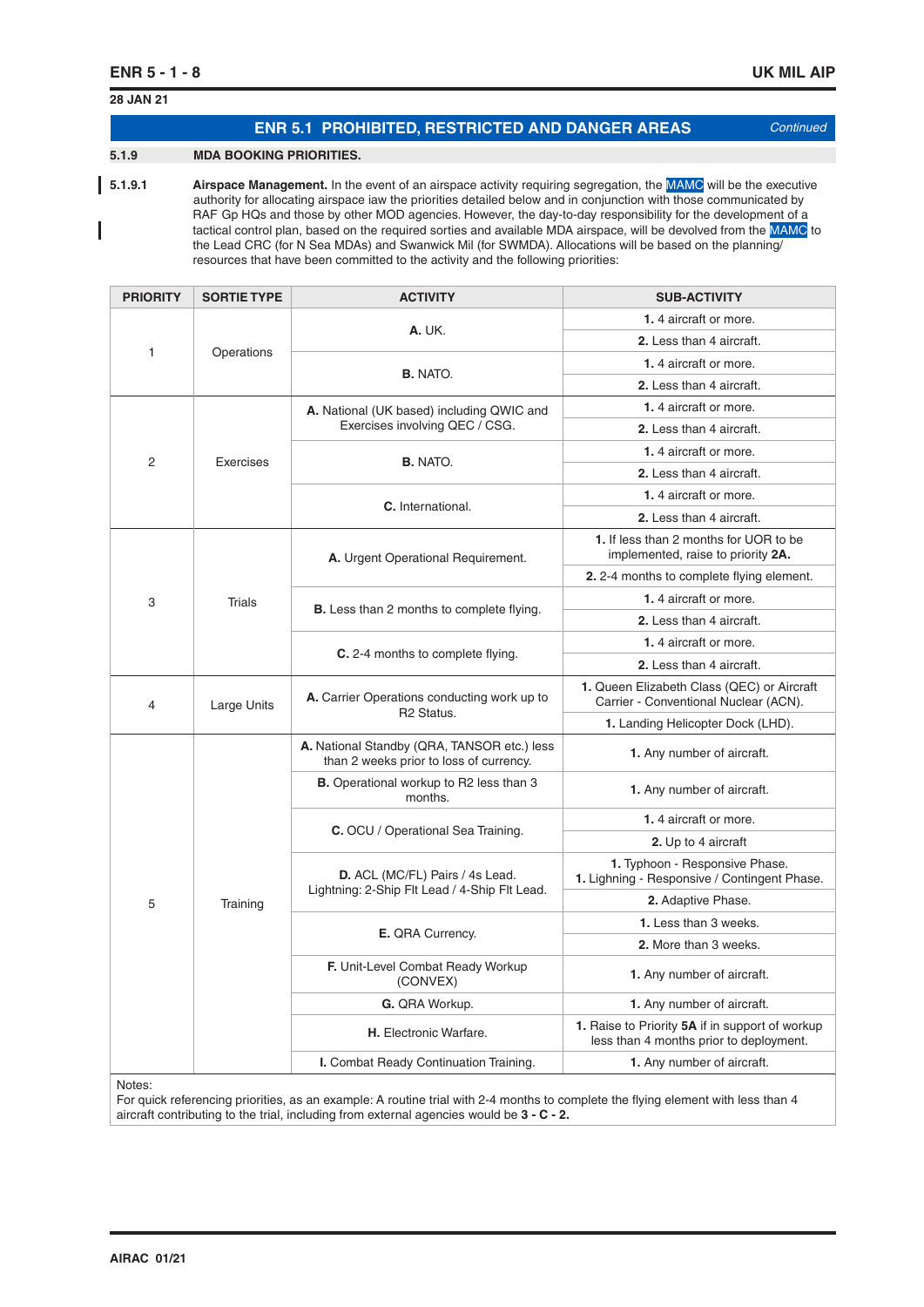## ENR 5.1 PROHIBITED, RESTRICTED AND DANGER AREAS *Continued*

### 5.1.9 MDA BOOKING PRIORITIES.

**5.1.9.1** **Airspace Management.** In the event of an airspace activity requiring segregation, the MAMC will be the executive authority for allocating airspace iaw the priorities detailed below and in conjunction with those communicated by RAF Gp HQs and those by other MOD agencies. However, the day-to-day responsibility for the development of a tactical control plan, based on the required sorties and available MDA airspace, will be devolved from the MAMC to the Lead CRC (for N Sea MDAs) and Swanwick Mil (for SWMDA). Allocations will be based on the planning/ resources that have been committed to the activity and the following priorities:

| PRIORITY | SORTIE TYPE | ACTIVITY | SUB-ACTIVITY |
|---|---|---|---|
| 1 | Operations | **A.** UK. | **1.** 4 aircraft or more. |
| | | | **2.** Less than 4 aircraft. |
| | | **B.** NATO. | **1.** 4 aircraft or more. |
| | | | **2.** Less than 4 aircraft. |
| 2 | Exercises | **A.** National (UK based) including QWIC and Exercises involving QEC / CSG. | **1.** 4 aircraft or more. |
| | | | **2.** Less than 4 aircraft. |
| | | **B.** NATO. | **1.** 4 aircraft or more. |
| | | | **2.** Less than 4 aircraft. |
| | | **C.** International. | **1.** 4 aircraft or more. |
| | | | **2.** Less than 4 aircraft. |
| 3 | Trials | **A.** Urgent Operational Requirement. | **1.** If less than 2 months for UOR to be implemented, raise to priority **2A.** |
| | | | **2.** 2-4 months to complete flying element. |
| | | **B.** Less than 2 months to complete flying. | **1.** 4 aircraft or more. |
| | | | **2.** Less than 4 aircraft. |
| | | **C.** 2-4 months to complete flying. | **1.** 4 aircraft or more. |
| | | | **2.** Less than 4 aircraft. |
| 4 | Large Units | **A.** Carrier Operations conducting work up to R2 Status. | **1.** Queen Elizabeth Class (QEC) or Aircraft Carrier - Conventional Nuclear (ACN). |
| | | | **1.** Landing Helicopter Dock (LHD). |
| 5 | Training | **A.** National Standby (QRA, TANSOR etc.) less than 2 weeks prior to loss of currency. | **1.** Any number of aircraft. |
| | | **B.** Operational workup to R2 less than 3 months. | **1.** Any number of aircraft. |
| | | **C.** OCU / Operational Sea Training. | **1.** 4 aircraft or more. |
| | | | **2.** Up to 4 aircraft |
| | | **D.** ACL (MC/FL) Pairs / 4s Lead. Lightning: 2-Ship Flt Lead / 4-Ship Flt Lead. | **1.** Typhoon - Responsive Phase. **1.** Lighning - Responsive / Contingent Phase. |
| | | | **2.** Adaptive Phase. |
| | | **E.** QRA Currency. | **1.** Less than 3 weeks. |
| | | | **2.** More than 3 weeks. |
| | | **F.** Unit-Level Combat Ready Workup (CONVEX) | **1.** Any number of aircraft. |
| | | **G.** QRA Workup. | **1.** Any number of aircraft. |
| | | **H.** Electronic Warfare. | **1.** Raise to Priority **5A** if in support of workup less than 4 months prior to deployment. |
| | | **I.** Combat Ready Continuation Training. | **1.** Any number of aircraft. |

Notes:
For quick referencing priorities, as an example: A routine trial with 2-4 months to complete the flying element with less than 4 aircraft contributing to the trial, including from external agencies would be **3 - C - 2.**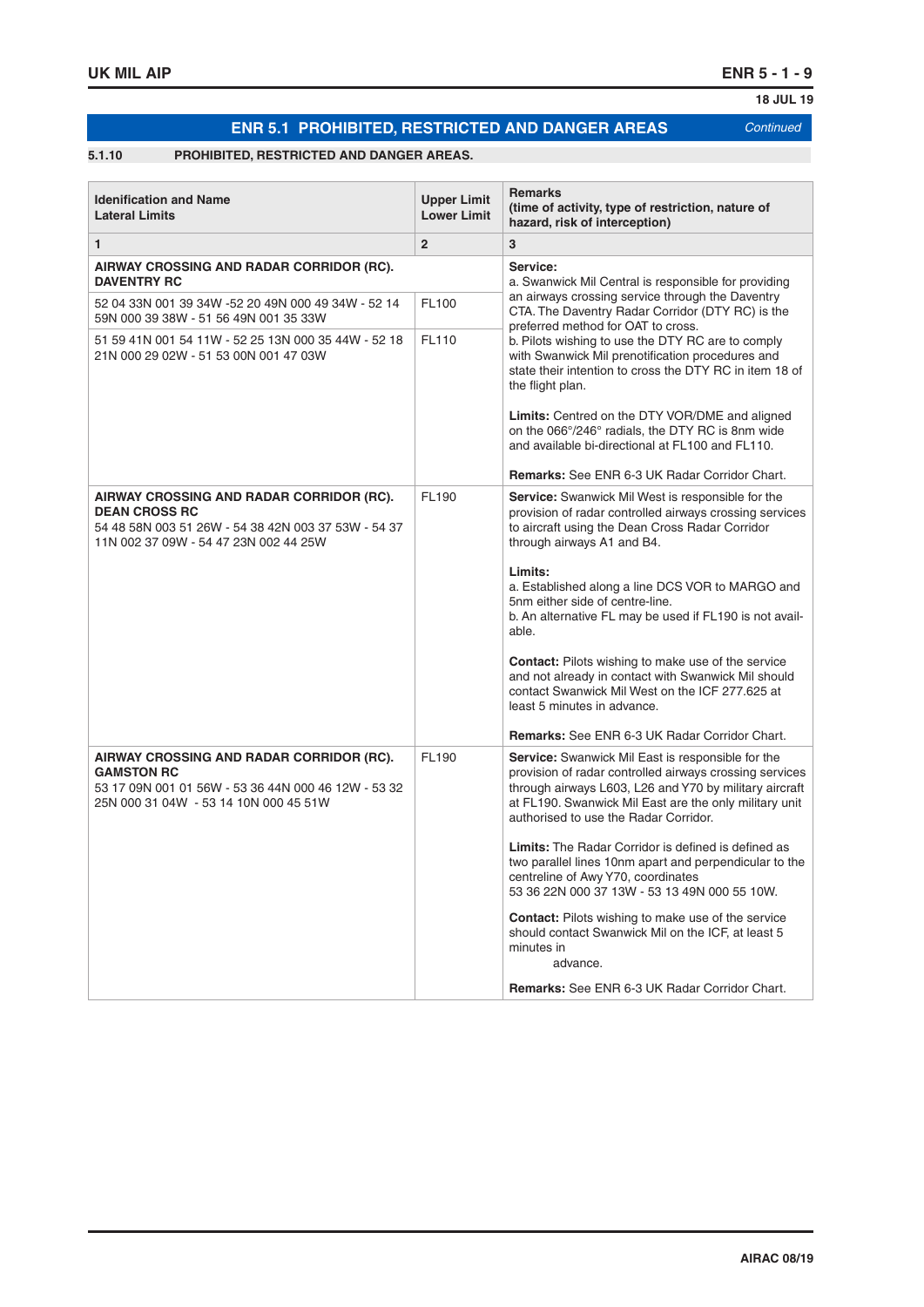## ENR 5.1 PROHIBITED, RESTRICTED AND DANGER AREAS *Continued*

### 5.1.10 PROHIBITED, RESTRICTED AND DANGER AREAS.

| Identification and Name<br>Lateral Limits | Upper Limit<br>Lower Limit | Remarks<br>(time of activity, type of restriction, nature of hazard, risk of interception) |
|---|---|---|
| 1 | 2 | 3 |
| **AIRWAY CROSSING AND RADAR CORRIDOR (RC). DAVENTRY RC**<br>52 04 33N 001 39 34W -52 20 49N 000 49 34W - 52 14 59N 000 39 38W - 51 56 49N 001 35 33W<br>51 59 41N 001 54 11W - 52 25 13N 000 35 44W - 52 18 21N 000 29 02W - 51 53 00N 001 47 03W | FL100<br>FL110 | **Service:**<br>a. Swanwick Mil Central is responsible for providing an airways crossing service through the Daventry CTA. The Daventry Radar Corridor (DTY RC) is the preferred method for OAT to cross.<br>b. Pilots wishing to use the DTY RC are to comply with Swanwick Mil prenotification procedures and state their intention to cross the DTY RC in item 18 of the flight plan.<br><br>**Limits:** Centred on the DTY VOR/DME and aligned on the 066°/246° radials, the DTY RC is 8nm wide and available bi-directional at FL100 and FL110.<br><br>**Remarks:** See ENR 6-3 UK Radar Corridor Chart. |
| **AIRWAY CROSSING AND RADAR CORRIDOR (RC). DEAN CROSS RC**<br>54 48 58N 003 51 26W - 54 38 42N 003 37 53W - 54 37 11N 002 37 09W - 54 47 23N 002 44 25W | FL190 | **Service:** Swanwick Mil West is responsible for the provision of radar controlled airways crossing services to aircraft using the Dean Cross Radar Corridor through airways A1 and B4.<br><br>**Limits:**<br>a. Established along a line DCS VOR to MARGO and 5nm either side of centre-line.<br>b. An alternative FL may be used if FL190 is not available.<br><br>**Contact:** Pilots wishing to make use of the service and not already in contact with Swanwick Mil should contact Swanwick Mil West on the ICF 277.625 at least 5 minutes in advance.<br><br>**Remarks:** See ENR 6-3 UK Radar Corridor Chart. |
| **AIRWAY CROSSING AND RADAR CORRIDOR (RC). GAMSTON RC**<br>53 17 09N 001 01 56W - 53 36 44N 000 46 12W - 53 32 25N 000 31 04W - 53 14 10N 000 45 51W | FL190 | **Service:** Swanwick Mil East is responsible for the provision of radar controlled airways crossing services through airways L603, L26 and Y70 by military aircraft at FL190. Swanwick Mil East are the only military unit authorised to use the Radar Corridor.<br><br>**Limits:** The Radar Corridor is defined is defined as two parallel lines 10nm apart and perpendicular to the centreline of Awy Y70, coordinates 53 36 22N 000 37 13W - 53 13 49N 000 55 10W.<br><br>**Contact:** Pilots wishing to make use of the service should contact Swanwick Mil on the ICF, at least 5 minutes in advance.<br><br>**Remarks:** See ENR 6-3 UK Radar Corridor Chart. |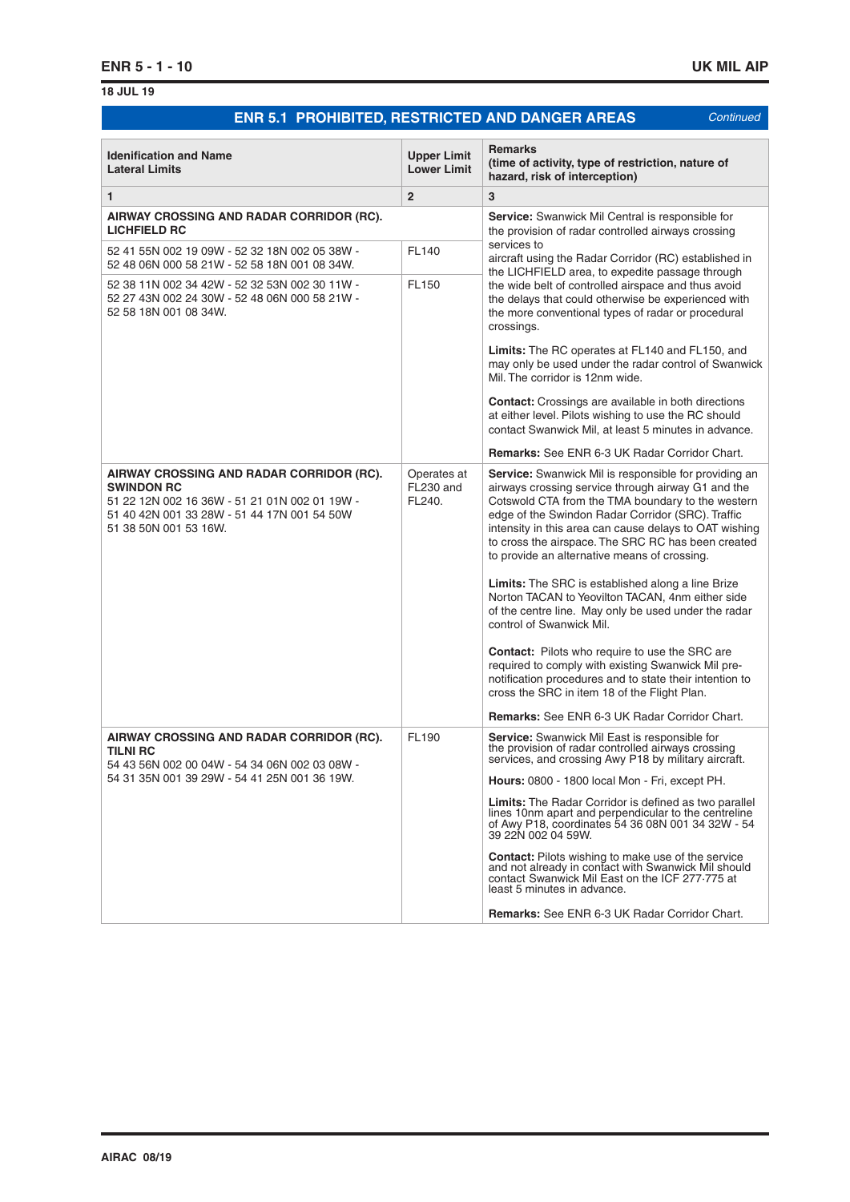## ENR 5.1 PROHIBITED, RESTRICTED AND DANGER AREAS *Continued*

| Identification and Name<br>Lateral Limits | Upper Limit<br>Lower Limit | Remarks<br>(time of activity, type of restriction, nature of hazard, risk of interception) |
|---|---|---|
| 1 | 2 | 3 |
| **AIRWAY CROSSING AND RADAR CORRIDOR (RC). LICHFIELD RC** | | **Service:** Swanwick Mil Central is responsible for the provision of radar controlled airways crossing services to aircraft using the Radar Corridor (RC) established in the LICHFIELD area, to expedite passage through the wide belt of controlled airspace and thus avoid the delays that could otherwise be experienced with the more conventional types of radar or procedural crossings. |
| 52 41 55N 002 19 09W - 52 32 18N 002 05 38W - 52 48 06N 000 58 21W - 52 58 18N 001 08 34W. | FL140 | **Limits:** The RC operates at FL140 and FL150, and may only be used under the radar control of Swanwick Mil. The corridor is 12nm wide. |
| 52 38 11N 002 34 42W - 52 32 53N 002 30 11W - 52 27 43N 002 24 30W - 52 48 06N 000 58 21W - 52 58 18N 001 08 34W. | FL150 | **Contact:** Crossings are available in both directions at either level. Pilots wishing to use the RC should contact Swanwick Mil, at least 5 minutes in advance.<br><br>**Remarks:** See ENR 6-3 UK Radar Corridor Chart. |
| **AIRWAY CROSSING AND RADAR CORRIDOR (RC). SWINDON RC**<br>51 22 12N 002 16 36W - 51 21 01N 002 01 19W - 51 40 42N 001 33 28W - 51 44 17N 001 54 50W 51 38 50N 001 53 16W. | Operates at FL230 and FL240. | **Service:** Swanwick Mil is responsible for providing an airways crossing service through airway G1 and the Cotswold CTA from the TMA boundary to the western edge of the Swindon Radar Corridor (SRC). Traffic intensity in this area can cause delays to OAT wishing to cross the airspace. The SRC RC has been created to provide an alternative means of crossing.<br><br>**Limits:** The SRC is established along a line Brize Norton TACAN to Yeovilton TACAN, 4nm either side of the centre line. May only be used under the radar control of Swanwick Mil.<br><br>**Contact:** Pilots who require to use the SRC are required to comply with existing Swanwick Mil pre-notification procedures and to state their intention to cross the SRC in item 18 of the Flight Plan.<br><br>**Remarks:** See ENR 6-3 UK Radar Corridor Chart. |
| **AIRWAY CROSSING AND RADAR CORRIDOR (RC). TILNI RC**<br>54 43 56N 002 00 04W - 54 34 06N 002 03 08W - 54 31 35N 001 39 29W - 54 41 25N 001 36 19W. | FL190 | **Service:** Swanwick Mil East is responsible for the provision of radar controlled airways crossing services, and crossing Awy P18 by military aircraft.<br><br>**Hours:** 0800 - 1800 local Mon - Fri, except PH.<br><br>**Limits:** The Radar Corridor is defined as two parallel lines 10nm apart and perpendicular to the centreline of Awy P18, coordinates 54 36 08N 001 34 32W - 54 39 22N 002 04 59W.<br><br>**Contact:** Pilots wishing to make use of the service and not already in contact with Swanwick Mil should contact Swanwick Mil East on the ICF 277·775 at least 5 minutes in advance.<br><br>**Remarks:** See ENR 6-3 UK Radar Corridor Chart. |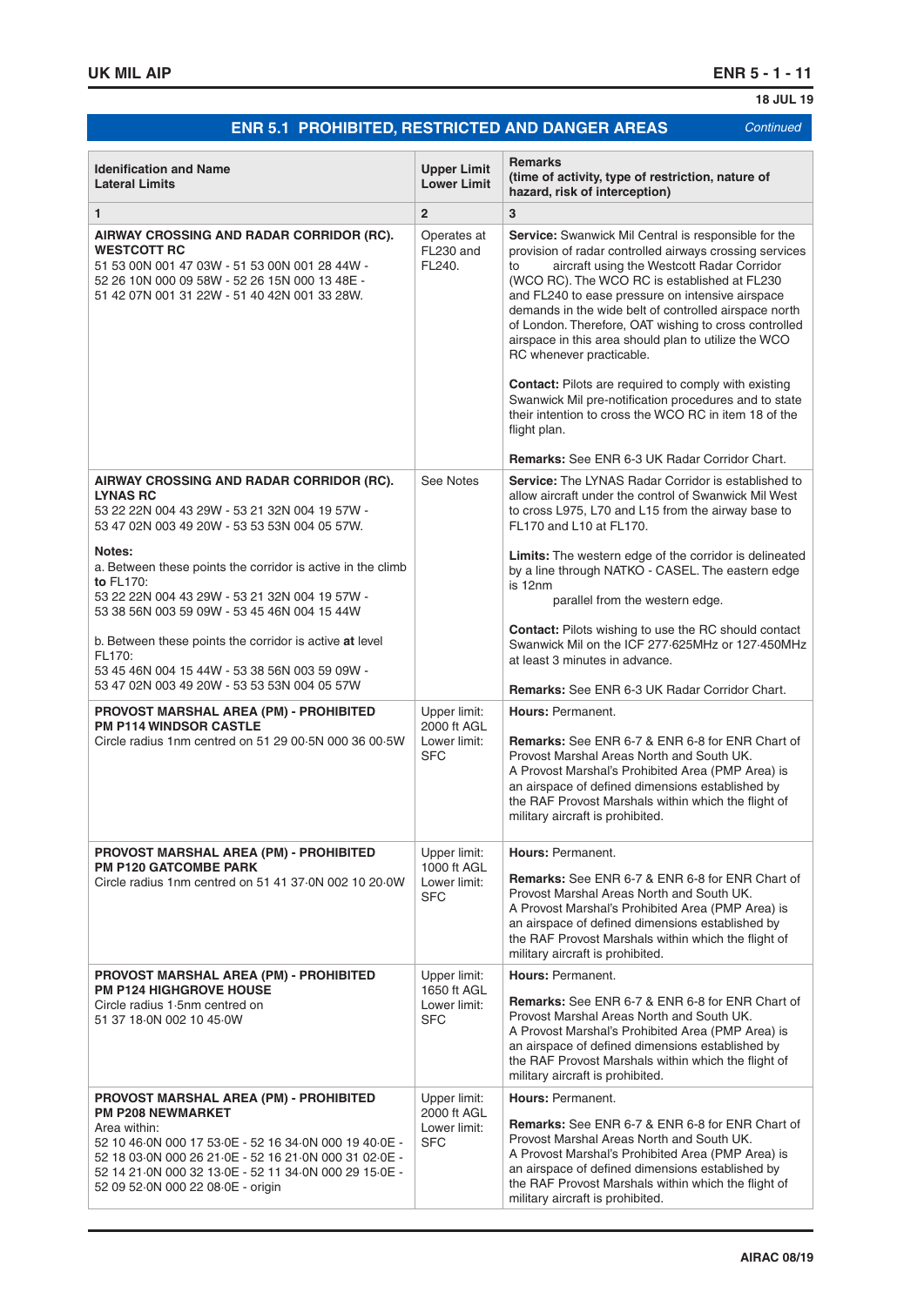## ENR 5.1 PROHIBITED, RESTRICTED AND DANGER AREAS *Continued*

| Identification and Name<br>Lateral Limits | Upper Limit<br>Lower Limit | Remarks<br>(time of activity, type of restriction, nature of hazard, risk of interception) |
|---|---|---|
| 1 | 2 | 3 |
| **AIRWAY CROSSING AND RADAR CORRIDOR (RC). WESTCOTT RC**<br>51 53 00N 001 47 03W - 51 53 00N 001 28 44W - 52 26 10N 000 09 58W - 52 26 15N 000 13 48E - 51 42 07N 001 31 22W - 51 40 42N 001 33 28W. | Operates at FL230 and FL240. | **Service:** Swanwick Mil Central is responsible for the provision of radar controlled airways crossing services to aircraft using the Westcott Radar Corridor (WCO RC). The WCO RC is established at FL230 and FL240 to ease pressure on intensive airspace demands in the wide belt of controlled airspace north of London. Therefore, OAT wishing to cross controlled airspace in this area should plan to utilize the WCO RC whenever practicable.<br><br>**Contact:** Pilots are required to comply with existing Swanwick Mil pre-notification procedures and to state their intention to cross the WCO RC in item 18 of the flight plan.<br><br>**Remarks:** See ENR 6-3 UK Radar Corridor Chart. |
| **AIRWAY CROSSING AND RADAR CORRIDOR (RC). LYNAS RC**<br>53 22 22N 004 43 29W - 53 21 32N 004 19 57W - 53 47 02N 003 49 20W - 53 53 53N 004 05 57W.<br><br>**Notes:**<br>a. Between these points the corridor is active in the climb **to** FL170:<br>53 22 22N 004 43 29W - 53 21 32N 004 19 57W - 53 38 56N 003 59 09W - 53 45 46N 004 15 44W<br><br>b. Between these points the corridor is active **at** level FL170:<br>53 45 46N 004 15 44W - 53 38 56N 003 59 09W - 53 47 02N 003 49 20W - 53 53 53N 004 05 57W | See Notes | **Service:** The LYNAS Radar Corridor is established to allow aircraft under the control of Swanwick Mil West to cross L975, L70 and L15 from the airway base to FL170 and L10 at FL170.<br><br>**Limits:** The western edge of the corridor is delineated by a line through NATKO - CASEL. The eastern edge is 12nm parallel from the western edge.<br><br>**Contact:** Pilots wishing to use the RC should contact Swanwick Mil on the ICF 277·625MHz or 127·450MHz at least 3 minutes in advance.<br><br>**Remarks:** See ENR 6-3 UK Radar Corridor Chart. |
| **PROVOST MARSHAL AREA (PM) - PROHIBITED PM P114 WINDSOR CASTLE**<br>Circle radius 1nm centred on 51 29 00·5N 000 36 00·5W | Upper limit: 2000 ft AGL<br>Lower limit: SFC | **Hours:** Permanent.<br><br>**Remarks:** See ENR 6-7 & ENR 6-8 for ENR Chart of Provost Marshal Areas North and South UK.<br>A Provost Marshal's Prohibited Area (PMP Area) is an airspace of defined dimensions established by the RAF Provost Marshals within which the flight of military aircraft is prohibited. |
| **PROVOST MARSHAL AREA (PM) - PROHIBITED PM P120 GATCOMBE PARK**<br>Circle radius 1nm centred on 51 41 37·0N 002 10 20·0W | Upper limit: 1000 ft AGL<br>Lower limit: SFC | **Hours:** Permanent.<br><br>**Remarks:** See ENR 6-7 & ENR 6-8 for ENR Chart of Provost Marshal Areas North and South UK.<br>A Provost Marshal's Prohibited Area (PMP Area) is an airspace of defined dimensions established by the RAF Provost Marshals within which the flight of military aircraft is prohibited. |
| **PROVOST MARSHAL AREA (PM) - PROHIBITED PM P124 HIGHGROVE HOUSE**<br>Circle radius 1·5nm centred on 51 37 18·0N 002 10 45·0W | Upper limit: 1650 ft AGL<br>Lower limit: SFC | **Hours:** Permanent.<br><br>**Remarks:** See ENR 6-7 & ENR 6-8 for ENR Chart of Provost Marshal Areas North and South UK.<br>A Provost Marshal's Prohibited Area (PMP Area) is an airspace of defined dimensions established by the RAF Provost Marshals within which the flight of military aircraft is prohibited. |
| **PROVOST MARSHAL AREA (PM) - PROHIBITED PM P208 NEWMARKET**<br>Area within:<br>52 10 46·0N 000 17 53·0E - 52 16 34·0N 000 19 40·0E - 52 18 03·0N 000 26 21·0E - 52 16 21·0N 000 31 02·0E - 52 14 21·0N 000 32 13·0E - 52 11 34·0N 000 29 15·0E - 52 09 52·0N 000 22 08·0E - origin | Upper limit: 2000 ft AGL<br>Lower limit: SFC | **Hours:** Permanent.<br><br>**Remarks:** See ENR 6-7 & ENR 6-8 for ENR Chart of Provost Marshal Areas North and South UK.<br>A Provost Marshal's Prohibited Area (PMP Area) is an airspace of defined dimensions established by the RAF Provost Marshals within which the flight of military aircraft is prohibited. |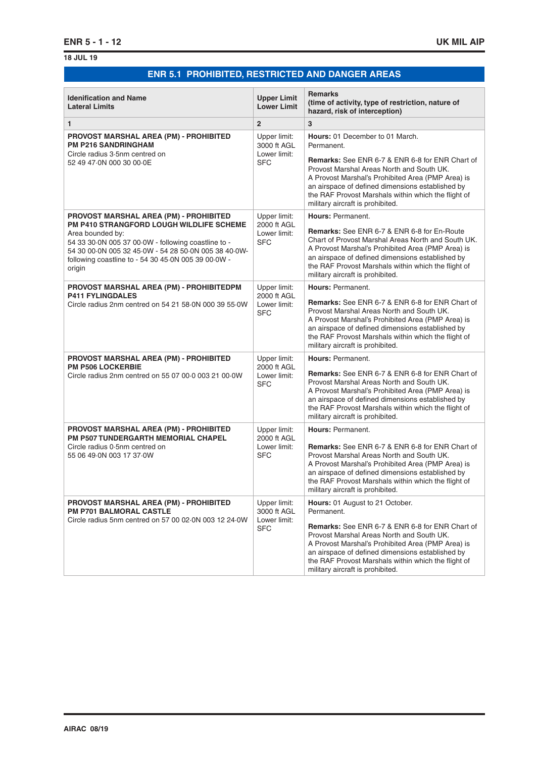## ENR 5.1 PROHIBITED, RESTRICTED AND DANGER AREAS

| **Identification and Name**<br>**Lateral Limits** | **Upper Limit**<br>**Lower Limit** | **Remarks**<br>**(time of activity, type of restriction, nature of hazard, risk of interception)** |
|---|---|---|
| **1** | **2** | **3** |
| **PROVOST MARSHAL AREA (PM) - PROHIBITED**<br>**PM P216 SANDRINGHAM**<br>Circle radius 3·5nm centred on<br>52 49 47·0N 000 30 00·0E | Upper limit:<br>3000 ft AGL<br>Lower limit:<br>SFC | **Hours:** 01 December to 01 March.<br>Permanent.<br><br>**Remarks:** See ENR 6-7 & ENR 6-8 for ENR Chart of Provost Marshal Areas North and South UK.<br>A Provost Marshal's Prohibited Area (PMP Area) is an airspace of defined dimensions established by the RAF Provost Marshals within which the flight of military aircraft is prohibited. |
| **PROVOST MARSHAL AREA (PM) - PROHIBITED**<br>**PM P410 STRANGFORD LOUGH WILDLIFE SCHEME**<br>Area bounded by:<br>54 33 30·0N 005 37 00·0W - following coastline to -<br>54 30 00·0N 005 32 45·0W - 54 28 50·0N 005 38 40·0W- following coastline to - 54 30 45·0N 005 39 00·0W - origin | Upper limit:<br>2000 ft AGL<br>Lower limit:<br>SFC | **Hours:** Permanent.<br><br>**Remarks:** See ENR 6-7 & ENR 6-8 for En-Route Chart of Provost Marshal Areas North and South UK.<br>A Provost Marshal's Prohibited Area (PMP Area) is an airspace of defined dimensions established by the RAF Provost Marshals within which the flight of military aircraft is prohibited. |
| **PROVOST MARSHAL AREA (PM) - PROHIBITEDPM P411 FYLINGDALES**<br>Circle radius 2nm centred on 54 21 58·0N 000 39 55·0W | Upper limit:<br>2000 ft AGL<br>Lower limit:<br>SFC | **Hours:** Permanent.<br><br>**Remarks:** See ENR 6-7 & ENR 6-8 for ENR Chart of Provost Marshal Areas North and South UK.<br>A Provost Marshal's Prohibited Area (PMP Area) is an airspace of defined dimensions established by the RAF Provost Marshals within which the flight of military aircraft is prohibited. |
| **PROVOST MARSHAL AREA (PM) - PROHIBITED**<br>**PM P506 LOCKERBIE**<br>Circle radius 2nm centred on 55 07 00·0 003 21 00·0W | Upper limit:<br>2000 ft AGL<br>Lower limit:<br>SFC | **Hours:** Permanent.<br><br>**Remarks:** See ENR 6-7 & ENR 6-8 for ENR Chart of Provost Marshal Areas North and South UK.<br>A Provost Marshal's Prohibited Area (PMP Area) is an airspace of defined dimensions established by the RAF Provost Marshals within which the flight of military aircraft is prohibited. |
| **PROVOST MARSHAL AREA (PM) - PROHIBITED**<br>**PM P507 TUNDERGARTH MEMORIAL CHAPEL**<br>Circle radius 0·5nm centred on<br>55 06 49·0N 003 17 37·0W | Upper limit:<br>2000 ft AGL<br>Lower limit:<br>SFC | **Hours:** Permanent.<br><br>**Remarks:** See ENR 6-7 & ENR 6-8 for ENR Chart of Provost Marshal Areas North and South UK.<br>A Provost Marshal's Prohibited Area (PMP Area) is an airspace of defined dimensions established by the RAF Provost Marshals within which the flight of military aircraft is prohibited. |
| **PROVOST MARSHAL AREA (PM) - PROHIBITED**<br>**PM P701 BALMORAL CASTLE**<br>Circle radius 5nm centred on 57 00 02·0N 003 12 24·0W | Upper limit:<br>3000 ft AGL<br>Lower limit:<br>SFC | **Hours:** 01 August to 21 October.<br>Permanent.<br><br>**Remarks:** See ENR 6-7 & ENR 6-8 for ENR Chart of Provost Marshal Areas North and South UK.<br>A Provost Marshal's Prohibited Area (PMP Area) is an airspace of defined dimensions established by the RAF Provost Marshals within which the flight of military aircraft is prohibited. |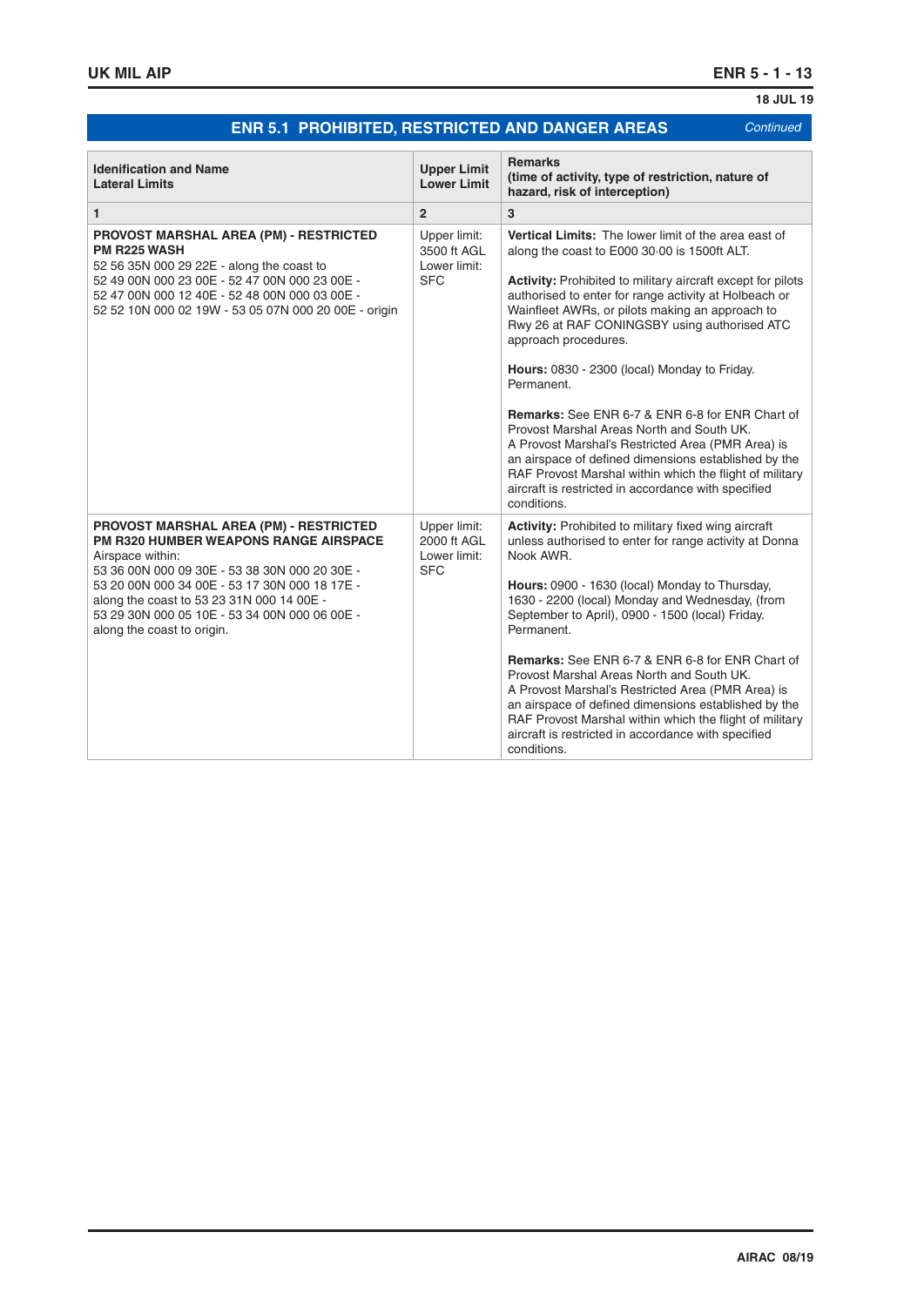## ENR 5.1 PROHIBITED, RESTRICTED AND DANGER AREAS *Continued*

| Identification and Name<br>Lateral Limits | Upper Limit<br>Lower Limit | Remarks<br>(time of activity, type of restriction, nature of hazard, risk of interception) |
|---|---|---|
| 1 | 2 | 3 |
| **PROVOST MARSHAL AREA (PM) - RESTRICTED**<br>**PM R225 WASH**<br>52 56 35N 000 29 22E - along the coast to<br>52 49 00N 000 23 00E - 52 47 00N 000 23 00E -<br>52 47 00N 000 12 40E - 52 48 00N 000 03 00E -<br>52 52 10N 000 02 19W - 53 05 07N 000 20 00E - origin | Upper limit:<br>3500 ft AGL<br>Lower limit:<br>SFC | **Vertical Limits:** The lower limit of the area east of along the coast to E000 30·00 is 1500ft ALT.<br><br>**Activity:** Prohibited to military aircraft except for pilots authorised to enter for range activity at Holbeach or Wainfleet AWRs, or pilots making an approach to Rwy 26 at RAF CONINGSBY using authorised ATC approach procedures.<br><br>**Hours:** 0830 - 2300 (local) Monday to Friday. Permanent.<br><br>**Remarks:** See ENR 6-7 & ENR 6-8 for ENR Chart of Provost Marshal Areas North and South UK.<br>A Provost Marshal's Restricted Area (PMR Area) is an airspace of defined dimensions established by the RAF Provost Marshal within which the flight of military aircraft is restricted in accordance with specified conditions. |
| **PROVOST MARSHAL AREA (PM) - RESTRICTED**<br>**PM R320 HUMBER WEAPONS RANGE AIRSPACE**<br>Airspace within:<br>53 36 00N 000 09 30E - 53 38 30N 000 20 30E -<br>53 20 00N 000 34 00E - 53 17 30N 000 18 17E -<br>along the coast to 53 23 31N 000 14 00E -<br>53 29 30N 000 05 10E - 53 34 00N 000 06 00E -<br>along the coast to origin. | Upper limit:<br>2000 ft AGL<br>Lower limit:<br>SFC | **Activity:** Prohibited to military fixed wing aircraft unless authorised to enter for range activity at Donna Nook AWR.<br><br>**Hours:** 0900 - 1630 (local) Monday to Thursday, 1630 - 2200 (local) Monday and Wednesday, (from September to April), 0900 - 1500 (local) Friday. Permanent.<br><br>**Remarks:** See ENR 6-7 & ENR 6-8 for ENR Chart of Provost Marshal Areas North and South UK.<br>A Provost Marshal's Restricted Area (PMR Area) is an airspace of defined dimensions established by the RAF Provost Marshal within which the flight of military aircraft is restricted in accordance with specified conditions. |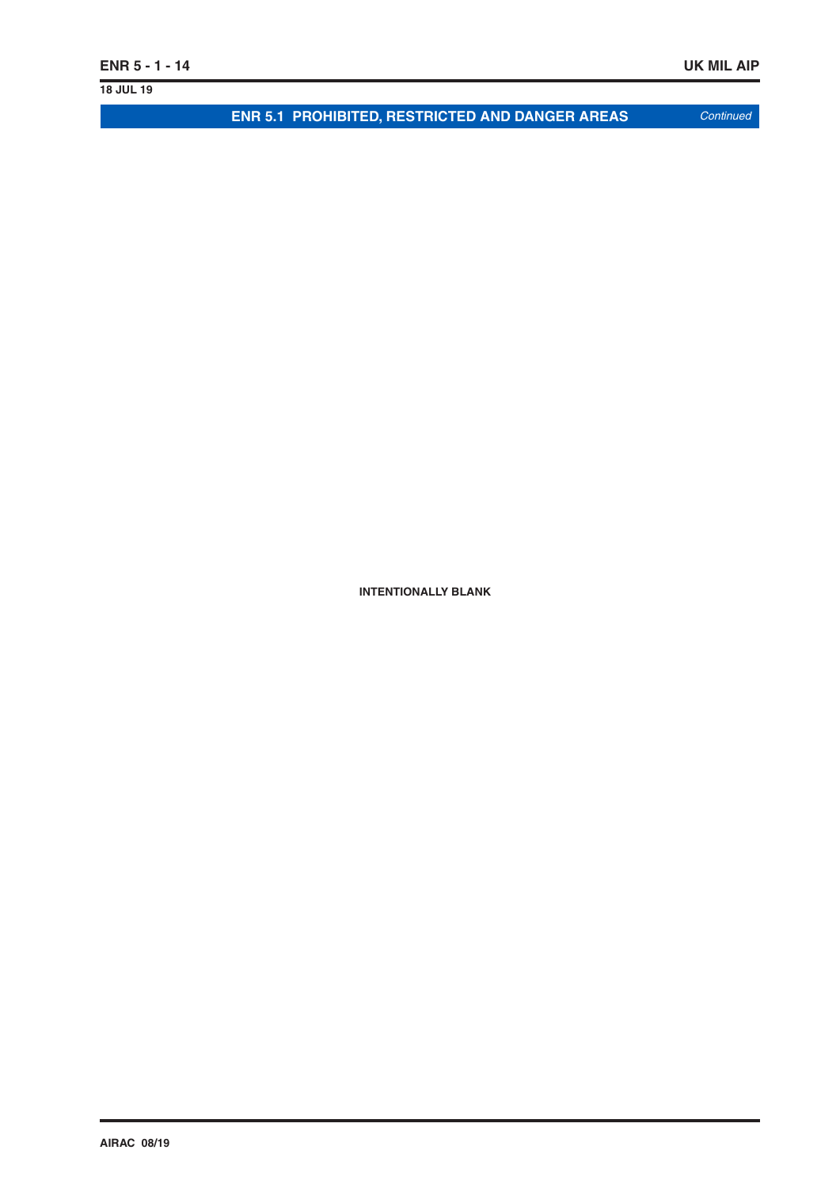## ENR 5.1 PROHIBITED, RESTRICTED AND DANGER AREAS *Continued*

**INTENTIONALLY BLANK**